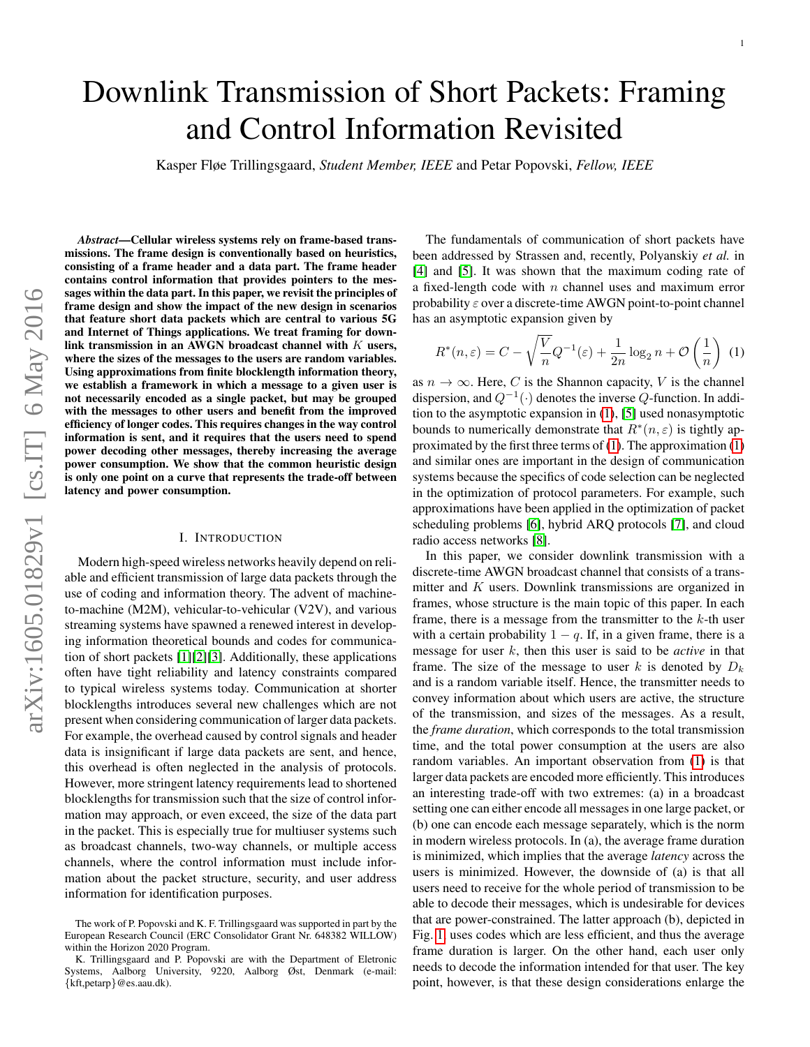# Downlink Transmission of Short Packets: Framing and Control Information Revisited

Kasper Fløe Trillingsgaard, *Student Member, IEEE* and Petar Popovski, *Fellow, IEEE*

***Abstract*—Cellular wireless systems rely on frame-based transmissions. The frame design is conventionally based on heuristics, consisting of a frame header and a data part. The frame header contains control information that provides pointers to the messages within the data part. In this paper, we revisit the principles of frame design and show the impact of the new design in scenarios that feature short data packets which are central to various 5G and Internet of Things applications. We treat framing for downlink transmission in an AWGN broadcast channel with $K$ users, where the sizes of the messages to the users are random variables. Using approximations from finite blocklength information theory, we establish a framework in which a message to a given user is not necessarily encoded as a single packet, but may be grouped with the messages to other users and benefit from the improved efficiency of longer codes. This requires changes in the way control information is sent, and it requires that the users need to spend power decoding other messages, thereby increasing the average power consumption. We show that the common heuristic design is only one point on a curve that represents the trade-off between latency and power consumption.**

## I. Introduction

Modern high-speed wireless networks heavily depend on reliable and efficient transmission of large data packets through the use of coding and information theory. The advent of machine-to-machine (M2M), vehicular-to-vehicular (V2V), and various streaming systems have spawned a renewed interest in developing information theoretical bounds and codes for communication of short packets [1][2][3]. Additionally, these applications often have tight reliability and latency constraints compared to typical wireless systems today. Communication at shorter blocklengths introduces several new challenges which are not present when considering communication of larger data packets. For example, the overhead caused by control signals and header data is insignificant if large data packets are sent, and hence, this overhead is often neglected in the analysis of protocols. However, more stringent latency requirements lead to shortened blocklengths for transmission such that the size of control information may approach, or even exceed, the size of the data part in the packet. This is especially true for multiuser systems such as broadcast channels, two-way channels, or multiple access channels, where the control information must include information about the packet structure, security, and user address information for identification purposes.

The fundamentals of communication of short packets have been addressed by Strassen and, recently, Polyanskiy *et al.* in [4] and [5]. It was shown that the maximum coding rate of a fixed-length code with $n$ channel uses and maximum error probability $\varepsilon$ over a discrete-time AWGN point-to-point channel has an asymptotic expansion given by

$$R^*(n,\varepsilon) = C - \sqrt{\frac{V}{n}}Q^{-1}(\varepsilon) + \frac{1}{2n}\log_2 n + \mathcal{O}\left(\frac{1}{n}\right) \quad (1)$$

as $n \to \infty$. Here, $C$ is the Shannon capacity, $V$ is the channel dispersion, and $Q^{-1}(\cdot)$ denotes the inverse $Q$-function. In addition to the asymptotic expansion in (1), [5] used nonasymptotic bounds to numerically demonstrate that $R^*(n,\varepsilon)$ is tightly approximated by the first three terms of (1). The approximation (1) and similar ones are important in the design of communication systems because the specifics of code selection can be neglected in the optimization of protocol parameters. For example, such approximations have been applied in the optimization of packet scheduling problems [6], hybrid ARQ protocols [7], and cloud radio access networks [8].

In this paper, we consider downlink transmission with a discrete-time AWGN broadcast channel that consists of a transmitter and $K$ users. Downlink transmissions are organized in frames, whose structure is the main topic of this paper. In each frame, there is a message from the transmitter to the $k$-th user with a certain probability $1-q$. If, in a given frame, there is a message for user $k$, then this user is said to be *active* in that frame. The size of the message to user $k$ is denoted by $D_k$ and is a random variable itself. Hence, the transmitter needs to convey information about which users are active, the structure of the transmission, and sizes of the messages. As a result, the *frame duration*, which corresponds to the total transmission time, and the total power consumption at the users are also random variables. An important observation from (1) is that larger data packets are encoded more efficiently. This introduces an interesting trade-off with two extremes: (a) in a broadcast setting one can either encode all messages in one large packet, or (b) one can encode each message separately, which is the norm in modern wireless protocols. In (a), the average frame duration is minimized, which implies that the average *latency* across the users is minimized. However, the downside of (a) is that all users need to receive for the whole period of transmission to be able to decode their messages, which is undesirable for devices that are power-constrained. The latter approach (b), depicted in Fig. 1, uses codes which are less efficient, and thus the average frame duration is larger. On the other hand, each user only needs to decode the information intended for that user. The key point, however, is that these design considerations enlarge the

The work of P. Popovski and K. F. Trillingsgaard was supported in part by the European Research Council (ERC Consolidator Grant Nr. 648382 WILLOW) within the Horizon 2020 Program.

K. Trillingsgaard and P. Popovski are with the Department of Eletronic Systems, Aalborg University, 9220, Aalborg Øst, Denmark (e-mail: {kft,petarp}@es.aau.dk).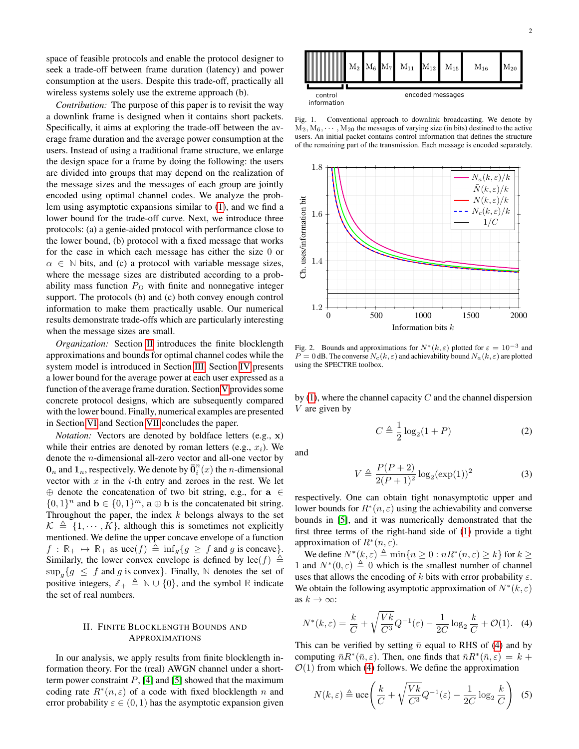space of feasible protocols and enable the protocol designer to seek a trade-off between frame duration (latency) and power consumption at the users. Despite this trade-off, practically all wireless systems solely use the extreme approach (b).

*Contribution:* The purpose of this paper is to revisit the way a downlink frame is designed when it contains short packets. Specifically, it aims at exploring the trade-off between the average frame duration and the average power consumption at the users. Instead of using a traditional frame structure, we enlarge the design space for a frame by doing the following: the users are divided into groups that may depend on the realization of the message sizes and the messages of each group are jointly encoded using optimal channel codes. We analyze the problem using asymptotic expansions similar to (1), and we find a lower bound for the trade-off curve. Next, we introduce three protocols: (a) a genie-aided protocol with performance close to the lower bound, (b) protocol with a fixed message that works for the case in which each message has either the size 0 or $\alpha \in \mathbb{N}$ bits, and (c) a protocol with variable message sizes, where the message sizes are distributed according to a probability mass function $P_D$ with finite and nonnegative integer support. The protocols (b) and (c) both convey enough control information to make them practically usable. Our numerical results demonstrate trade-offs which are particularly interesting when the message sizes are small.

*Organization:* Section II introduces the finite blocklength approximations and bounds for optimal channel codes while the system model is introduced in Section III. Section IV presents a lower bound for the average power at each user expressed as a function of the average frame duration. Section V provides some concrete protocol designs, which are subsequently compared with the lower bound. Finally, numerical examples are presented in Section VI and Section VII concludes the paper.

*Notation:* Vectors are denoted by boldface letters (e.g., $\mathbf{x}$) while their entries are denoted by roman letters (e.g., $x_i$). We denote the $n$-dimensional all-zero vector and all-one vector by $\mathbf{0}_n$ and $\mathbf{1}_n$, respectively. We denote by $\bar{\mathbf{0}}_i^n(x)$ the $n$-dimensional vector with $x$ in the $i$-th entry and zeroes in the rest. We let $\oplus$ denote the concatenation of two bit string, e.g., for $\mathbf{a} \in \{0,1\}^n$ and $\mathbf{b} \in \{0,1\}^m$, $\mathbf{a} \oplus \mathbf{b}$ is the concatenated bit string. Throughout the paper, the index $k$ belongs always to the set $\mathcal{K} \triangleq \{1, \cdots, K\}$, although this is sometimes not explicitly mentioned. We define the upper concave envelope of a function $f : \mathbb{R}_+ \mapsto \mathbb{R}_+$ as $\mathrm{uce}(f) \triangleq \inf_g\{g \geq f \text{ and } g \text{ is concave}\}$. Similarly, the lower convex envelope is defined by $\mathrm{lce}(f) \triangleq \sup_g\{g \leq f \text{ and } g \text{ is convex}\}$. Finally, $\mathbb{N}$ denotes the set of positive integers, $\mathbb{Z}_+ \triangleq \mathbb{N} \cup \{0\}$, and the symbol $\mathbb{R}$ indicate the set of real numbers.

## II. Finite Blocklength Bounds and Approximations

In our analysis, we apply results from finite blocklength information theory. For the (real) AWGN channel under a short-term power constraint $P$, [4] and [5] showed that the maximum coding rate $R^*(n, \varepsilon)$ of a code with fixed blocklength $n$ and error probability $\varepsilon \in (0, 1)$ has the asymptotic expansion given by (1), where the channel capacity $C$ and the channel dispersion $V$ are given by

$$C \triangleq \frac{1}{2}\log_2(1+P) \tag{2}$$

and

$$V \triangleq \frac{P(P+2)}{2(P+1)^2}\log_2(\exp(1))^2 \tag{3}$$

respectively. One can obtain tight nonasymptotic upper and lower bounds for $R^*(n, \varepsilon)$ using the achievability and converse bounds in [5], and it was numerically demonstrated that the first three terms of the right-hand side of (1) provide a tight approximation of $R^*(n, \varepsilon)$.

We define $N^*(k, \varepsilon) \triangleq \min\{n \geq 0 : nR^*(n, \varepsilon) \geq k\}$ for $k \geq 1$ and $N^*(0, \varepsilon) \triangleq 0$ which is the smallest number of channel uses that allows the encoding of $k$ bits with error probability $\varepsilon$. We obtain the following asymptotic approximation of $N^*(k, \varepsilon)$ as $k \to \infty$:

$$N^*(k, \varepsilon) = \frac{k}{C} + \sqrt{\frac{Vk}{C^3}}Q^{-1}(\varepsilon) - \frac{1}{2C}\log_2\frac{k}{C} + \mathcal{O}(1). \tag{4}$$

This can be verified by setting $\bar{n}$ equal to RHS of (4) and by computing $\bar{n}R^*(\bar{n}, \varepsilon)$. Then, one finds that $\bar{n}R^*(\bar{n}, \varepsilon) = k + \mathcal{O}(1)$ from which (4) follows. We define the approximation

$$N(k, \varepsilon) \triangleq \mathrm{uce}\left(\frac{k}{C} + \sqrt{\frac{Vk}{C^3}}Q^{-1}(\varepsilon) - \frac{1}{2C}\log_2\frac{k}{C}\right) \tag{5}$$

Fig. 1. Conventional approach to downlink broadcasting. We denote by $\mathrm{M}_2, \mathrm{M}_6, \cdots, \mathrm{M}_{20}$ the messages of varying size (in bits) destined to the active users. An initial packet contains control information that defines the structure of the remaining part of the transmission. Each message is encoded separately.

Fig. 2. Bounds and approximations for $N^*(k, \varepsilon)$ plotted for $\varepsilon = 10^{-3}$ and $P = 0$ dB. The converse $N_c(k, \varepsilon)$ and achievability bound $N_a(k, \varepsilon)$ are plotted using the SPECTRE toolbox.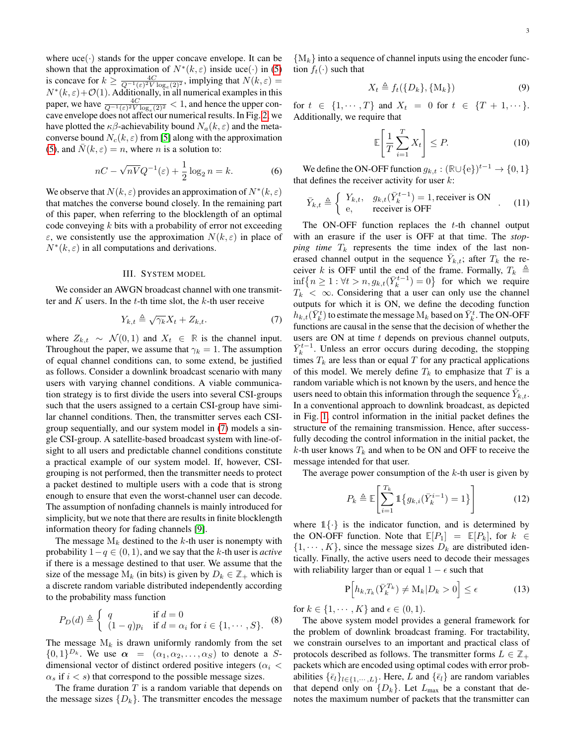where uce$(\cdot)$ stands for the upper concave envelope. It can be shown that the approximation of $N^*(k,\varepsilon)$ inside uce$(\cdot)$ in (5) is concave for $k \geq \frac{4C}{Q^{-1}(\varepsilon)^2 V \log_e(2)^2}$, implying that $N(k,\varepsilon) = N^*(k,\varepsilon)+\mathcal{O}(1)$. Additionally, in all numerical examples in this paper, we have $\frac{4C}{Q^{-1}(\varepsilon)^2 V \log_e(2)^2} < 1$, and hence the upper concave envelope does not affect our numerical results. In Fig. 2, we have plotted the $\kappa\beta$-achievability bound $N_a(k,\varepsilon)$ and the meta-converse bound $N_c(k,\varepsilon)$ from [5] along with the approximation (5), and $\bar{N}(k,\varepsilon) = n$, where $n$ is a solution to:

$$nC - \sqrt{nV}Q^{-1}(\varepsilon) + \frac{1}{2}\log_2 n = k. \tag{6}$$

We observe that $N(k,\varepsilon)$ provides an approximation of $N^*(k,\varepsilon)$ that matches the converse bound closely. In the remaining part of this paper, when referring to the blocklength of an optimal code conveying $k$ bits with a probability of error not exceeding $\varepsilon$, we consistently use the approximation $N(k,\varepsilon)$ in place of $N^*(k,\varepsilon)$ in all computations and derivations.

## III. System model

We consider an AWGN broadcast channel with one transmitter and $K$ users. In the $t$-th time slot, the $k$-th user receive

$$Y_{k,t} \triangleq \sqrt{\gamma_k}X_t + Z_{k,t}. \tag{7}$$

where $Z_{k,t} \sim \mathcal{N}(0,1)$ and $X_t \in \mathbb{R}$ is the channel input. Throughout the paper, we assume that $\gamma_k = 1$. The assumption of equal channel conditions can, to some extend, be justified as follows. Consider a downlink broadcast scenario with many users with varying channel conditions. A viable communication strategy is to first divide the users into several CSI-groups such that the users assigned to a certain CSI-group have similar channel conditions. Then, the transmitter serves each CSI-group sequentially, and our system model in (7) models a single CSI-group. A satellite-based broadcast system with line-of-sight to all users and predictable channel conditions constitute a practical example of our system model. If, however, CSI-grouping is not performed, then the transmitter needs to protect a packet destined to multiple users with a code that is strong enough to ensure that even the worst-channel user can decode. The assumption of nonfading channels is mainly introduced for simplicity, but we note that there are results in finite blocklength information theory for fading channels [9].

The message $\mathrm{M}_k$ destined to the $k$-th user is nonempty with probability $1-q \in (0,1)$, and we say that the $k$-th user is *active* if there is a message destined to that user. We assume that the size of the message $\mathrm{M}_k$ (in bits) is given by $D_k \in \mathbb{Z}_+$ which is a discrete random variable distributed independently according to the probability mass function

$$P_D(d) \triangleq \begin{cases} q & \text{if } d = 0 \\ (1-q)p_i & \text{if } d = \alpha_i \text{ for } i \in \{1,\cdots,S\}. \end{cases} \tag{8}$$

The message $\mathrm{M}_k$ is drawn uniformly randomly from the set $\{0,1\}^{D_k}$. We use $\boldsymbol{\alpha} = (\alpha_1, \alpha_2, \ldots, \alpha_S)$ to denote a $S$-dimensional vector of distinct ordered positive integers ($\alpha_i < \alpha_s$ if $i < s$) that correspond to the possible message sizes.

The frame duration $T$ is a random variable that depends on the message sizes $\{D_k\}$. The transmitter encodes the message $\{\mathrm{M}_k\}$ into a sequence of channel inputs using the encoder function $f_t(\cdot)$ such that

$$X_t \triangleq f_t(\{D_k\},\{\mathrm{M}_k\}) \tag{9}$$

for $t \in \{1,\cdots,T\}$ and $X_t = 0$ for $t \in \{T+1,\cdots\}$. Additionally, we require that

$$\mathbb{E}\left[\frac{1}{T}\sum_{t=1}^{T} X_t\right] \leq P. \tag{10}$$

We define the ON-OFF function $g_{k,t} : (\mathbb{R}\cup\{\mathrm{e}\})^{t-1} \to \{0,1\}$ that defines the receiver activity for user $k$:

$$\bar{Y}_{k,t} \triangleq \begin{cases} Y_{k,t}, & g_{k,t}(\bar{Y}_k^{t-1}) = 1, \text{receiver is ON} \\ \mathrm{e}, & \text{receiver is OFF} \end{cases}. \tag{11}$$

The ON-OFF function replaces the $t$-th channel output with an erasure if the user is OFF at that time. The *stopping time* $T_k$ represents the time index of the last non-erased channel output in the sequence $\bar{Y}_{k,t}$; after $T_k$ the receiver $k$ is OFF until the end of the frame. Formally, $T_k \triangleq \inf\{n \geq 1 : \forall t > n, g_{k,t}(\bar{Y}_k^{t-1}) = 0\}$ for which we require $T_k < \infty$. Considering that a user can only use the channel outputs for which it is ON, we define the decoding function $h_{k,t}(\bar{Y}_k^t)$ to estimate the message $\mathrm{M}_k$ based on $\bar{Y}_k^t$. The ON-OFF functions are causal in the sense that the decision of whether the users are ON at time $t$ depends on previous channel outputs, $\bar{Y}_k^{t-1}$. Unless an error occurs during decoding, the stopping times $T_k$ are less than or equal $T$ for any practical applications of this model. We merely define $T_k$ to emphasize that $T$ is a random variable which is not known by the users, and hence the users need to obtain this information through the sequence $\bar{Y}_{k,t}$. In a conventional approach to downlink broadcast, as depicted in Fig. 1, control information in the initial packet defines the structure of the remaining transmission. Hence, after successfully decoding the control information in the initial packet, the $k$-th user knows $T_k$ and when to be ON and OFF to receive the message intended for that user.

The average power consumption of the $k$-th user is given by

$$P_k \triangleq \mathbb{E}\left[\sum_{i=1}^{T_k} \mathbb{1}\{g_{k,i}(\bar{Y}_k^{i-1}) = 1\}\right] \tag{12}$$

where $\mathbb{1}\{\cdot\}$ is the indicator function, and is determined by the ON-OFF function. Note that $\mathbb{E}[P_1] = \mathbb{E}[P_k]$, for $k \in \{1,\cdots,K\}$, since the message sizes $D_k$ are distributed identically. Finally, the active users need to decode their messages with reliability larger than or equal $1-\epsilon$ such that

$$\mathrm{P}\Big[h_{k,T_k}(\bar{Y}_k^{T_k}) \neq \mathrm{M}_k | D_k > 0\Big] \leq \epsilon \tag{13}$$

for $k \in \{1,\cdots,K\}$ and $\epsilon \in (0,1)$.

The above system model provides a general framework for the problem of downlink broadcast framing. For tractability, we constrain ourselves to an important and practical class of protocols described as follows. The transmitter forms $L \in \mathbb{Z}_+$ packets which are encoded using optimal codes with error probabilities $\{\bar{\epsilon}_l\}_{l\in\{1,\cdots,L\}}$. Here, $L$ and $\{\bar{\epsilon}_l\}$ are random variables that depend only on $\{D_k\}$. Let $L_{\max}$ be a constant that denotes the maximum number of packets that the transmitter can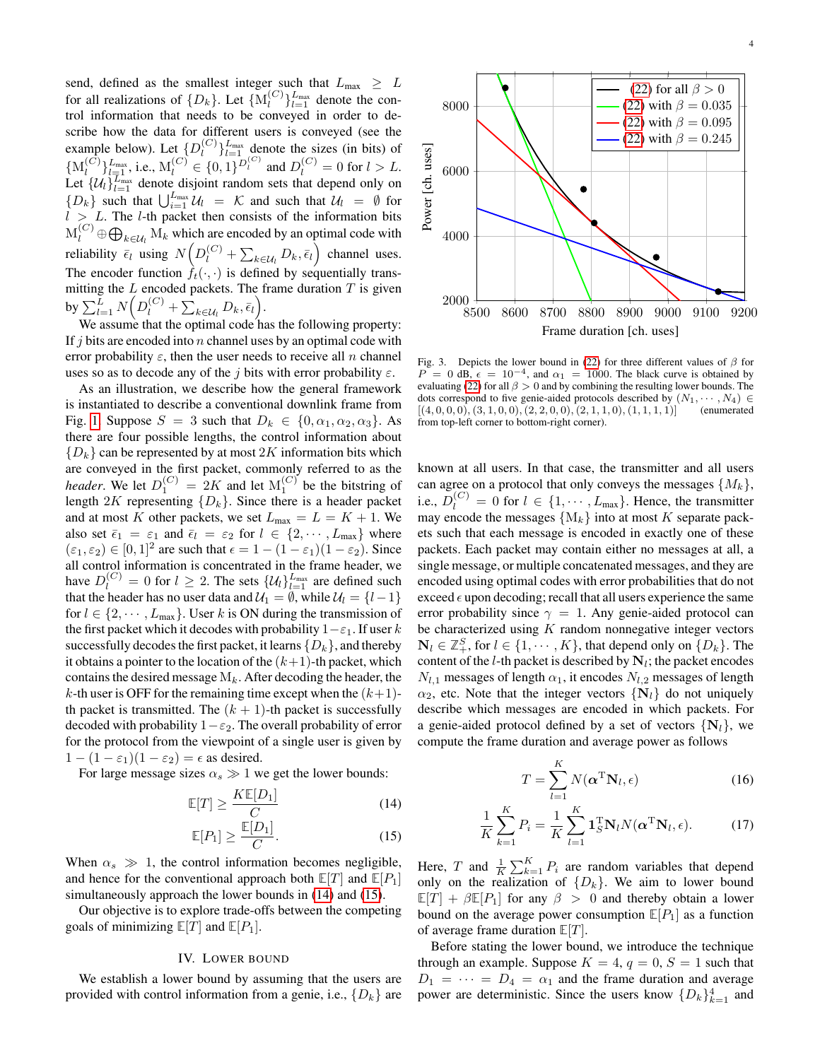send, defined as the smallest integer such that $L_{\max} \geq L$ for all realizations of $\{D_k\}$. Let $\{\mathrm{M}_l^{(C)}\}_{l=1}^{L_{\max}}$ denote the control information that needs to be conveyed in order to describe how the data for different users is conveyed (see the example below). Let $\{D_l^{(C)}\}_{l=1}^{L_{\max}}$ denote the sizes (in bits) of $\{\mathrm{M}_l^{(C)}\}_{l=1}^{L_{\max}}$, i.e., $\mathrm{M}_l^{(C)} \in \{0,1\}^{D_l^{(C)}}$ and $D_l^{(C)} = 0$ for $l > L$. Let $\{\mathcal{U}_l\}_{l=1}^{L_{\max}}$ denote disjoint random sets that depend only on $\{D_k\}$ such that $\bigcup_{i=1}^{L_{\max}} \mathcal{U}_l = \mathcal{K}$ and such that $\mathcal{U}_l = \emptyset$ for $l > L$. The $l$-th packet then consists of the information bits $\mathrm{M}_l^{(C)} \oplus \bigoplus_{k \in \mathcal{U}_l} \mathrm{M}_k$ which are encoded by an optimal code with reliability $\bar{\epsilon}_l$ using $N\Big(D_l^{(C)} + \sum_{k\in\mathcal{U}_l} D_k, \bar{\epsilon}_l\Big)$ channel uses. The encoder function $f_t(\cdot,\cdot)$ is defined by sequentially transmitting the $L$ encoded packets. The frame duration $T$ is given by $\sum_{l=1}^{L} N\Big(D_l^{(C)} + \sum_{k\in\mathcal{U}_l} D_k, \bar{\epsilon}_l\Big)$.

We assume that the optimal code has the following property: If $j$ bits are encoded into $n$ channel uses by an optimal code with error probability $\varepsilon$, then the user needs to receive all $n$ channel uses so as to decode any of the $j$ bits with error probability $\varepsilon$.

As an illustration, we describe how the general framework is instantiated to describe a conventional downlink frame from Fig. 1. Suppose $S = 3$ such that $D_k \in \{0, \alpha_1, \alpha_2, \alpha_3\}$. As there are four possible lengths, the control information about $\{D_k\}$ can be represented by at most $2K$ information bits which are conveyed in the first packet, commonly referred to as the *header*. We let $D_1^{(C)} = 2K$ and let $\mathrm{M}_1^{(C)}$ be the bitstring of length $2K$ representing $\{D_k\}$. Since there is a header packet and at most $K$ other packets, we set $L_{\max} = L = K + 1$. We also set $\bar{\epsilon}_1 = \varepsilon_1$ and $\bar{\epsilon}_l = \varepsilon_2$ for $l \in \{2, \cdots, L_{\max}\}$ where $(\varepsilon_1, \varepsilon_2) \in [0,1]^2$ are such that $\epsilon = 1-(1-\varepsilon_1)(1-\varepsilon_2)$. Since all control information is concentrated in the frame header, we have $D_l^{(C)} = 0$ for $l \geq 2$. The sets $\{\mathcal{U}_l\}_{l=1}^{L_{\max}}$ are defined such that the header has no user data and $\mathcal{U}_1 = \emptyset$, while $\mathcal{U}_l = \{l-1\}$ for $l \in \{2, \cdots, L_{\max}\}$. User $k$ is ON during the transmission of the first packet which it decodes with probability $1-\varepsilon_1$. If user $k$ successfully decodes the first packet, it learns $\{D_k\}$, and thereby it obtains a pointer to the location of the $(k+1)$-th packet, which contains the desired message $\mathrm{M}_k$. After decoding the header, the $k$-th user is OFF for the remaining time except when the $(k+1)$-th packet is transmitted. The $(k+1)$-th packet is successfully decoded with probability $1-\varepsilon_2$. The overall probability of error for the protocol from the viewpoint of a single user is given by $1-(1-\varepsilon_1)(1-\varepsilon_2) = \epsilon$ as desired.

For large message sizes $\alpha_s \gg 1$ we get the lower bounds:

$$\mathbb{E}[T] \geq \frac{K\mathbb{E}[D_1]}{C} \tag{14}$$

$$\mathbb{E}[P_1] \geq \frac{\mathbb{E}[D_1]}{C}. \tag{15}$$

When $\alpha_s \gg 1$, the control information becomes negligible, and hence for the conventional approach both $\mathbb{E}[T]$ and $\mathbb{E}[P_1]$ simultaneously approach the lower bounds in (14) and (15).

Our objective is to explore trade-offs between the competing goals of minimizing $\mathbb{E}[T]$ and $\mathbb{E}[P_1]$.

## IV. Lower bound

We establish a lower bound by assuming that the users are provided with control information from a genie, i.e., $\{D_k\}$ are known at all users. In that case, the transmitter and all users can agree on a protocol that only conveys the messages $\{M_k\}$, i.e., $D_l^{(C)} = 0$ for $l \in \{1, \cdots, L_{\max}\}$. Hence, the transmitter may encode the messages $\{\mathrm{M}_k\}$ into at most $K$ separate packets such that each message is encoded in exactly one of these packets. Each packet may contain either no messages at all, a single message, or multiple concatenated messages, and they are encoded using optimal codes with error probabilities that do not exceed $\epsilon$ upon decoding; recall that all users experience the same error probability since $\gamma = 1$. Any genie-aided protocol can be characterized using $K$ random nonnegative integer vectors $\mathbf{N}_l \in \mathbb{Z}_+^S$, for $l \in \{1, \cdots, K\}$, that depend only on $\{D_k\}$. The content of the $l$-th packet is described by $\mathbf{N}_l$; the packet encodes $N_{l,1}$ messages of length $\alpha_1$, it encodes $N_{l,2}$ messages of length $\alpha_2$, etc. Note that the integer vectors $\{\mathbf{N}_l\}$ do not uniquely describe which messages are encoded in which packets. For a genie-aided protocol defined by a set of vectors $\{\mathbf{N}_l\}$, we compute the frame duration and average power as follows

$$T = \sum_{l=1}^{K} N(\boldsymbol{\alpha}^{\mathrm{T}}\mathbf{N}_l, \epsilon) \tag{16}$$

$$\frac{1}{K}\sum_{k=1}^{K} P_i = \frac{1}{K}\sum_{l=1}^{K} \mathbf{1}_S^{\mathrm{T}}\mathbf{N}_l N(\boldsymbol{\alpha}^{\mathrm{T}}\mathbf{N}_l, \epsilon). \tag{17}$$

Here, $T$ and $\frac{1}{K}\sum_{k=1}^{K} P_i$ are random variables that depend only on the realization of $\{D_k\}$. We aim to lower bound $\mathbb{E}[T] + \beta\mathbb{E}[P_1]$ for any $\beta > 0$ and thereby obtain a lower bound on the average power consumption $\mathbb{E}[P_1]$ as a function of average frame duration $\mathbb{E}[T]$.

Before stating the lower bound, we introduce the technique through an example. Suppose $K = 4$, $q = 0$, $S = 1$ such that $D_1 = \cdots = D_4 = \alpha_1$ and the frame duration and average power are deterministic. Since the users know $\{D_k\}_{k=1}^4$ and

Fig. 3. Depicts the lower bound in (22) for three different values of $\beta$ for $P = 0$ dB, $\epsilon = 10^{-4}$, and $\alpha_1 = 1000$. The black curve is obtained by evaluating (22) for all $\beta > 0$ and by combining the resulting lower bounds. The dots correspond to five genie-aided protocols described by $(N_1, \cdots, N_4) \in [(4,0,0,0), (3,1,0,0), (2,2,0,0), (2,1,1,0), (1,1,1,1)]$ (enumerated from top-left corner to bottom-right corner).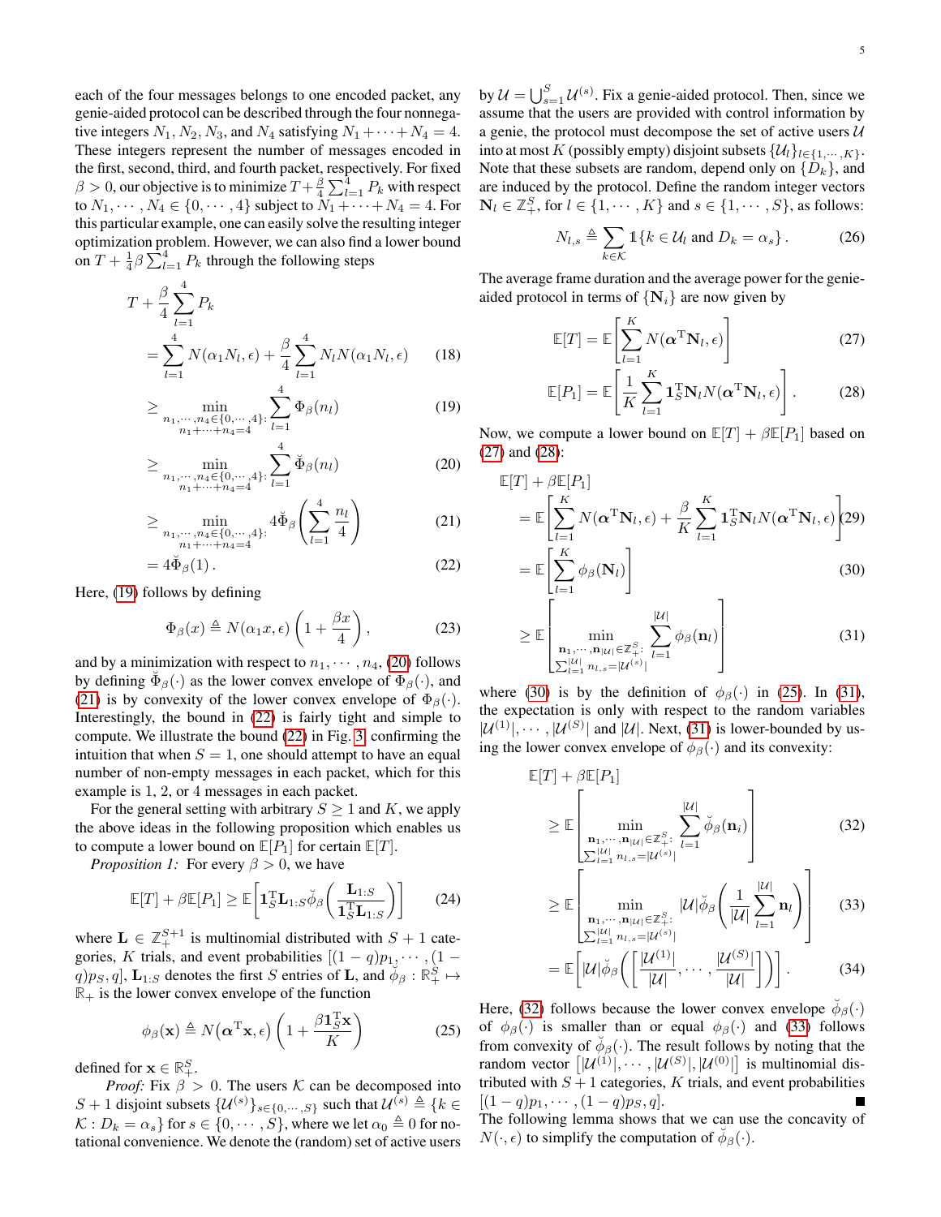each of the four messages belongs to one encoded packet, any genie-aided protocol can be described through the four nonnegative integers $N_1, N_2, N_3$, and $N_4$ satisfying $N_1 + \cdots + N_4 = 4$. These integers represent the number of messages encoded in the first, second, third, and fourth packet, respectively. For fixed $\beta > 0$, our objective is to minimize $T + \frac{\beta}{4}\sum_{l=1}^{4} P_k$ with respect to $N_1, \cdots, N_4 \in \{0, \cdots, 4\}$ subject to $N_1 + \cdots + N_4 = 4$. For this particular example, one can easily solve the resulting integer optimization problem. However, we can also find a lower bound on $T + \frac{1}{4}\beta\sum_{l=1}^{4} P_k$ through the following steps

$$
\begin{aligned}
T &+ \frac{\beta}{4}\sum_{l=1}^{4} P_k \\
&= \sum_{l=1}^{4} N(\alpha_1 N_l, \epsilon) + \frac{\beta}{4}\sum_{l=1}^{4} N_l N(\alpha_1 N_l, \epsilon) && (18)\\
&\geq \min_{\substack{n_1,\cdots,n_4 \in \{0,\cdots,4\}:\\ n_1+\cdots+n_4=4}} \sum_{l=1}^{4} \Phi_\beta(n_l) && (19)\\
&\geq \min_{\substack{n_1,\cdots,n_4 \in \{0,\cdots,4\}:\\ n_1+\cdots+n_4=4}} \sum_{l=1}^{4} \breve{\Phi}_\beta(n_l) && (20)\\
&\geq \min_{\substack{n_1,\cdots,n_4 \in \{0,\cdots,4\}:\\ n_1+\cdots+n_4=4}} 4\breve{\Phi}_\beta\left(\sum_{l=1}^{4}\frac{n_l}{4}\right) && (21)\\
&= 4\breve{\Phi}_\beta(1)\,. && (22)
\end{aligned}
$$

Here, (19) follows by defining

$$
\Phi_\beta(x) \triangleq N(\alpha_1 x, \epsilon)\left(1 + \frac{\beta x}{4}\right), \qquad (23)
$$

and by a minimization with respect to $n_1, \cdots, n_4$, (20) follows by defining $\breve{\Phi}_\beta(\cdot)$ as the lower convex envelope of $\Phi_\beta(\cdot)$, and (21) is by convexity of the lower convex envelope of $\Phi_\beta(\cdot)$. Interestingly, the bound in (22) is fairly tight and simple to compute. We illustrate the bound (22) in Fig. 3 confirming the intuition that when $S = 1$, one should attempt to have an equal number of non-empty messages in each packet, which for this example is 1, 2, or 4 messages in each packet.

For the general setting with arbitrary $S \geq 1$ and $K$, we apply the above ideas in the following proposition which enables us to compute a lower bound on $\mathbb{E}[P_1]$ for certain $\mathbb{E}[T]$.

*Proposition 1:* For every $\beta > 0$, we have

$$
\mathbb{E}[T] + \beta\mathbb{E}[P_1] \geq \mathbb{E}\left[\mathbf{1}_S^{\mathrm{T}}\mathbf{L}_{1:S}\breve{\phi}_\beta\left(\frac{\mathbf{L}_{1:S}}{\mathbf{1}_S^{\mathrm{T}}\mathbf{L}_{1:S}}\right)\right] \qquad (24)
$$

where $\mathbf{L} \in \mathbb{Z}_+^{S+1}$ is multinomial distributed with $S+1$ categories, $K$ trials, and event probabilities $[(1-q)p_1, \cdots, (1-q)p_S, q]$, $\mathbf{L}_{1:S}$ denotes the first $S$ entries of $\mathbf{L}$, and $\breve{\phi}_\beta : \mathbb{R}_+^S \mapsto \mathbb{R}_+$ is the lower convex envelope of the function

$$
\phi_\beta(\mathbf{x}) \triangleq N\big(\boldsymbol{\alpha}^{\mathrm{T}}\mathbf{x}, \epsilon\big)\left(1 + \frac{\beta\mathbf{1}_S^{\mathrm{T}}\mathbf{x}}{K}\right) \qquad (25)
$$

defined for $\mathbf{x} \in \mathbb{R}_+^S$.

*Proof:* Fix $\beta > 0$. The users $\mathcal{K}$ can be decomposed into $S+1$ disjoint subsets $\{\mathcal{U}^{(s)}\}_{s\in\{0,\cdots,S\}}$ such that $\mathcal{U}^{(s)} \triangleq \{k \in \mathcal{K} : D_k = \alpha_s\}$ for $s \in \{0, \cdots, S\}$, where we let $\alpha_0 \triangleq 0$ for notational convenience. We denote the (random) set of active users by $\mathcal{U} = \bigcup_{s=1}^{S}\mathcal{U}^{(s)}$. Fix a genie-aided protocol. Then, since we assume that the users are provided with control information by a genie, the protocol must decompose the set of active users $\mathcal{U}$ into at most $K$ (possibly empty) disjoint subsets $\{\mathcal{U}_l\}_{l\in\{1,\cdots,K\}}$. Note that these subsets are random, depend only on $\{D_k\}$, and are induced by the protocol. Define the random integer vectors $\mathbf{N}_l \in \mathbb{Z}_+^S$, for $l \in \{1, \cdots, K\}$ and $s \in \{1, \cdots, S\}$, as follows:

$$
N_{l,s} \triangleq \sum_{k\in\mathcal{K}} \mathbb{1}\{k \in \mathcal{U}_l \text{ and } D_k = \alpha_s\}\,. \qquad (26)
$$

The average frame duration and the average power for the genie-aided protocol in terms of $\{\mathbf{N}_i\}$ are now given by

$$
\mathbb{E}[T] = \mathbb{E}\left[\sum_{l=1}^{K} N(\boldsymbol{\alpha}^{\mathrm{T}}\mathbf{N}_l, \epsilon)\right] \qquad (27)
$$

$$
\mathbb{E}[P_1] = \mathbb{E}\left[\frac{1}{K}\sum_{l=1}^{K}\mathbf{1}_S^{\mathrm{T}}\mathbf{N}_l N(\boldsymbol{\alpha}^{\mathrm{T}}\mathbf{N}_l, \epsilon)\right]. \qquad (28)
$$

Now, we compute a lower bound on $\mathbb{E}[T] + \beta\mathbb{E}[P_1]$ based on (27) and (28):

$$
\begin{aligned}
\mathbb{E}[T] &+ \beta\mathbb{E}[P_1] \\
&= \mathbb{E}\left[\sum_{l=1}^{K} N(\boldsymbol{\alpha}^{\mathrm{T}}\mathbf{N}_l, \epsilon) + \frac{\beta}{K}\sum_{l=1}^{K}\mathbf{1}_S^{\mathrm{T}}\mathbf{N}_l N(\boldsymbol{\alpha}^{\mathrm{T}}\mathbf{N}_l, \epsilon)\right] && (29)\\
&= \mathbb{E}\left[\sum_{l=1}^{K}\phi_\beta(\mathbf{N}_l)\right] && (30)\\
&\geq \mathbb{E}\left[\min_{\substack{\mathbf{n}_1,\cdots,\mathbf{n}_{|\mathcal{U}|}\in\mathbb{Z}_+^S:\\ \sum_{l=1}^{|\mathcal{U}|} n_{l,s} = |\mathcal{U}^{(s)}|}} \sum_{l=1}^{|\mathcal{U}|}\phi_\beta(\mathbf{n}_l)\right] && (31)
\end{aligned}
$$

where (30) is by the definition of $\phi_\beta(\cdot)$ in (25). In (31), the expectation is only with respect to the random variables $|\mathcal{U}^{(1)}|, \cdots, |\mathcal{U}^{(S)}|$ and $|\mathcal{U}|$. Next, (31) is lower-bounded by using the lower convex envelope of $\phi_\beta(\cdot)$ and its convexity:

$$
\begin{aligned}
\mathbb{E}[T] &+ \beta\mathbb{E}[P_1] \\
&\geq \mathbb{E}\left[\min_{\substack{\mathbf{n}_1,\cdots,\mathbf{n}_{|\mathcal{U}|}\in\mathbb{Z}_+^S:\\ \sum_{l=1}^{|\mathcal{U}|} n_{l,s} = |\mathcal{U}^{(s)}|}} \sum_{l=1}^{|\mathcal{U}|}\breve{\phi}_\beta(\mathbf{n}_i)\right] && (32)\\
&\geq \mathbb{E}\left[\min_{\substack{\mathbf{n}_1,\cdots,\mathbf{n}_{|\mathcal{U}|}\in\mathbb{Z}_+^S:\\ \sum_{l=1}^{|\mathcal{U}|} n_{l,s} = |\mathcal{U}^{(s)}|}} |\mathcal{U}|\breve{\phi}_\beta\left(\frac{1}{|\mathcal{U}|}\sum_{l=1}^{|\mathcal{U}|}\mathbf{n}_l\right)\right] && (33)\\
&= \mathbb{E}\left[|\mathcal{U}|\breve{\phi}_\beta\left(\left[\frac{|\mathcal{U}^{(1)}|}{|\mathcal{U}|}, \cdots, \frac{|\mathcal{U}^{(S)}|}{|\mathcal{U}|}\right]\right)\right]. && (34)
\end{aligned}
$$

Here, (32) follows because the lower convex envelope $\breve{\phi}_\beta(\cdot)$ of $\phi_\beta(\cdot)$ is smaller than or equal $\phi_\beta(\cdot)$ and (33) follows from convexity of $\breve{\phi}_\beta(\cdot)$. The result follows by noting that the random vector $\big[|\mathcal{U}^{(1)}|, \cdots, |\mathcal{U}^{(S)}|, |\mathcal{U}^{(0)}|\big]$ is multinomial distributed with $S+1$ categories, $K$ trials, and event probabilities $[(1-q)p_1, \cdots, (1-q)p_S, q]$. ■

The following lemma shows that we can use the concavity of $N(\cdot, \epsilon)$ to simplify the computation of $\breve{\phi}_\beta(\cdot)$.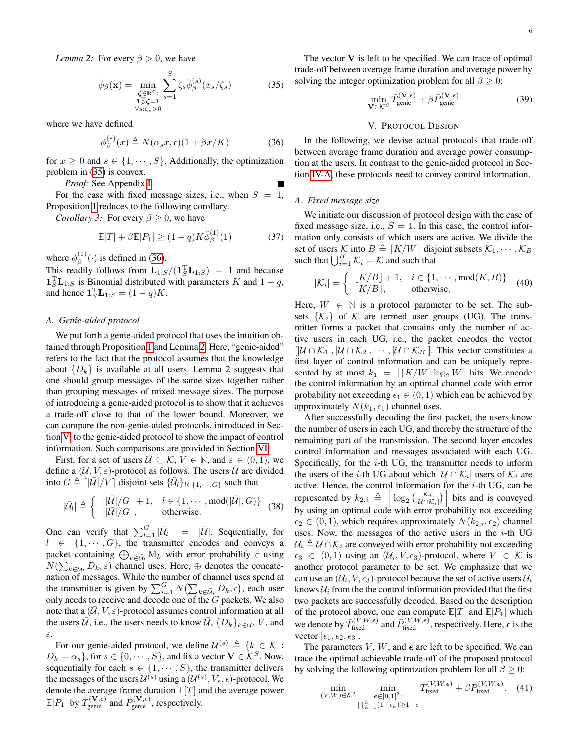*Lemma 2:* For every $\beta > 0$, we have

$$\breve{\phi}_\beta(\mathbf{x}) = \min_{\substack{\boldsymbol{\zeta}\in\mathbb{R}^S:\\ \mathbf{1}_S^{\mathrm{T}}\boldsymbol{\zeta}=1\\ \forall s:\zeta_s>0}} \sum_{s=1}^{S} \zeta_s \breve{\phi}_\beta^{(s)}(x_s/\zeta_s) \tag{35}$$

where we have defined

$$\phi_\beta^{(s)}(x) \triangleq N(\alpha_s x, \epsilon)(1 + \beta x/K) \tag{36}$$

for $x \geq 0$ and $s \in \{1, \cdots, S\}$. Additionally, the optimization problem in (35) is convex.

*Proof:* See Appendix I ∎

For the case with fixed message sizes, i.e., when $S = 1$, Proposition 1 reduces to the following corollary.

*Corollary 3:* For every $\beta \geq 0$, we have

$$\mathbb{E}[T] + \beta\mathbb{E}[P_1] \geq (1-q)K\breve{\phi}_\beta^{(1)}(1) \tag{37}$$

where $\phi_\beta^{(1)}(\cdot)$ is defined in (36).

This readily follows from $\mathbf{L}_{1:S}/(\mathbf{1}_S^{\mathrm{T}}\mathbf{L}_{1:S}) = 1$ and because $\mathbf{1}_S^{\mathrm{T}}\mathbf{L}_{1:S}$ is Binomial distributed with parameters $K$ and $1-q$, and hence $\mathbf{1}_S^{\mathrm{T}}\mathbf{L}_{1:S} = (1-q)K$.

### A. Genie-aided protocol

We put forth a genie-aided protocol that uses the intuition obtained through Proposition 1 and Lemma 2. Here, "genie-aided" refers to the fact that the protocol assumes that the knowledge about $\{D_k\}$ is available at all users. Lemma 2 suggests that one should group messages of the same sizes together rather than grouping messages of mixed message sizes. The purpose of introducing a genie-aided protocol is to show that it achieves a trade-off close to that of the lower bound. Moreover, we can compare the non-genie-aided protocols, introduced in Section V, to the genie-aided protocol to show the impact of control information. Such comparisons are provided in Section VI.

First, for a set of users $\bar{\mathcal{U}} \subseteq \mathcal{K}$, $V \in \mathbb{N}$, and $\varepsilon \in (0,1)$, we define a $(\bar{\mathcal{U}}, V, \varepsilon)$-protocol as follows. The users $\bar{\mathcal{U}}$ are divided into $G \triangleq \lceil |\bar{\mathcal{U}}|/V \rceil$ disjoint sets $\{\bar{\mathcal{U}}_l\}_{l\in\{1,\cdots,G\}}$ such that

$$|\bar{\mathcal{U}}_l| \triangleq \begin{cases} \lfloor |\bar{\mathcal{U}}|/G \rfloor + 1, & l \in \{1, \cdots, \mathrm{mod}(|\bar{\mathcal{U}}|, G)\} \\ \lfloor |\bar{\mathcal{U}}|/G \rfloor, & \text{otherwise.} \end{cases} \tag{38}$$

One can verify that $\sum_{l=1}^{G} |\bar{\mathcal{U}}_l| = |\bar{\mathcal{U}}|$. Sequentially, for $l \in \{1, \cdots, G\}$, the transmitter encodes and conveys a packet containing $\bigoplus_{k\in\bar{\mathcal{U}}_l} \mathrm{M}_k$ with error probability $\varepsilon$ using $N(\sum_{k\in\bar{\mathcal{U}}_l} D_k, \varepsilon)$ channel uses. Here, $\oplus$ denotes the concatenation of messages. While the number of channel uses spend at the transmitter is given by $\sum_{i=1}^{G} N\big(\sum_{k\in\bar{\mathcal{U}}_i} D_k, \epsilon\big)$, each user only needs to receive and decode one of the $G$ packets. We also note that a $(\bar{\mathcal{U}}, V, \varepsilon)$-protocol assumes control information at all the users $\bar{\mathcal{U}}$, i.e., the users needs to know $\bar{\mathcal{U}}$, $\{D_k\}_{k\in\bar{\mathcal{U}}}$, $V$, and $\varepsilon$.

For our genie-aided protocol, we define $\mathcal{U}^{(s)} \triangleq \{k \in \mathcal{K} : D_k = \alpha_s\}$, for $s \in \{0, \cdots, S\}$, and fix a vector $\mathbf{V} \in \mathcal{K}^S$. Now, sequentially for each $s \in \{1, \cdots, S\}$, the transmitter delivers the messages of the users $\mathcal{U}^{(s)}$ using a $(\mathcal{U}^{(s)}, V_s, \epsilon)$-protocol. We denote the average frame duration $\mathbb{E}[T]$ and the average power $\mathbb{E}[P_1]$ by $\bar{T}_{\text{genie}}^{(\mathbf{V},\epsilon)}$ and $\bar{P}_{\text{genie}}^{(\mathbf{V},\epsilon)}$, respectively.

The vector $\mathbf{V}$ is left to be specified. We can trace of optimal trade-off between average frame duration and average power by solving the integer optimization problem for all $\beta \geq 0$:

$$\min_{\mathbf{V}\in\mathcal{K}^S} \bar{T}_{\text{genie}}^{(\mathbf{V},\epsilon)} + \beta\bar{P}_{\text{genie}}^{(\mathbf{V},\epsilon)} \tag{39}$$

## V. Protocol Design

In the following, we devise actual protocols that trade-off between average frame duration and average power consumption at the users. In contrast to the genie-aided protocol in Section IV-A, these protocols need to convey control information.

### A. Fixed message size

We initiate our discussion of protocol design with the case of fixed message size, i.e., $S = 1$. In this case, the control information only consists of which users are active. We divide the set of users $\mathcal{K}$ into $B \triangleq \lceil K/W \rceil$ disjoint subsets $\mathcal{K}_1, \cdots, \mathcal{K}_B$ such that $\bigcup_{i=1}^{B} \mathcal{K}_i = \mathcal{K}$ and such that

$$|\mathcal{K}_i| = \begin{cases} \lfloor K/B \rfloor + 1, & i \in \{1, \cdots, \mathrm{mod}(K, B)\} \\ \lfloor K/B \rfloor, & \text{otherwise.} \end{cases} \tag{40}$$

Here, $W \in \mathbb{N}$ is a protocol parameter to be set. The subsets $\{\mathcal{K}_i\}$ of $\mathcal{K}$ are termed user groups (UG). The transmitter forms a packet that contains only the number of active users in each UG, i.e., the packet encodes the vector $[|\mathcal{U}\cap\mathcal{K}_1|, |\mathcal{U}\cap\mathcal{K}_2|, \cdots, |\mathcal{U}\cap\mathcal{K}_B|]$. This vector constitutes a first layer of control information and can be uniquely represented by at most $k_1 = \lceil\lceil K/W \rceil \log_2 W\rceil$ bits. We encode the control information by an optimal channel code with error probability not exceeding $\epsilon_1 \in (0,1)$ which can be achieved by approximately $N(k_1, \epsilon_1)$ channel uses.

After successfully decoding the first packet, the users know the number of users in each UG, and thereby the structure of the remaining part of the transmission. The second layer encodes control information and messages associated with each UG. Specifically, for the $i$-th UG, the transmitter needs to inform the users of the $i$-th UG about which $|\mathcal{U}\cap\mathcal{K}_i|$ users of $\mathcal{K}_i$ are active. Hence, the control information for the $i$-th UG, can be represented by $k_{2,i} \triangleq \left\lceil \log_2 \binom{|\mathcal{K}_i|}{|\mathcal{U}\cap\mathcal{K}_i|} \right\rceil$ bits and is conveyed by using an optimal code with error probability not exceeding $\epsilon_2 \in (0,1)$, which requires approximately $N(k_{2,i}, \epsilon_2)$ channel uses. Now, the messages of the active users in the $i$-th UG $\mathcal{U}_i \triangleq \mathcal{U}\cap\mathcal{K}_i$ are conveyed with error probability not exceeding $\epsilon_3 \in (0,1)$ using an $(\mathcal{U}_i, V, \epsilon_3)$-protocol, where $V \in \mathcal{K}$ is another protocol parameter to be set. We emphasize that we can use an $(\mathcal{U}_i, V, \epsilon_3)$-protocol because the set of active users $\mathcal{U}_i$ knows $\mathcal{U}_i$ from the the control information provided that the first two packets are successfully decoded. Based on the description of the protocol above, one can compute $\mathbb{E}[T]$ and $\mathbb{E}[P_1]$ which we denote by $\bar{T}_{\text{fixed}}^{(V,W,\boldsymbol{\epsilon})}$ and $\bar{P}_{\text{fixed}}^{(V,W,\boldsymbol{\epsilon})}$, respectively. Here, $\boldsymbol{\epsilon}$ is the vector $[\epsilon_1, \epsilon_2, \epsilon_3]$.

The parameters $V$, $W$, and $\boldsymbol{\epsilon}$ are left to be specified. We can trace the optimal achievable trade-off of the proposed protocol by solving the following optimization problem for all $\beta \geq 0$:

$$\min_{(V,W)\in\mathcal{K}^2} \min_{\substack{\boldsymbol{\epsilon}\in[0,1]^3:\\ \prod_{k=1}^{3}(1-\epsilon_k)\geq 1-\epsilon}} \bar{T}_{\text{fixed}}^{(V,W,\boldsymbol{\epsilon})} + \beta\bar{P}_{\text{fixed}}^{(V,W,\boldsymbol{\epsilon})}. \tag{41}$$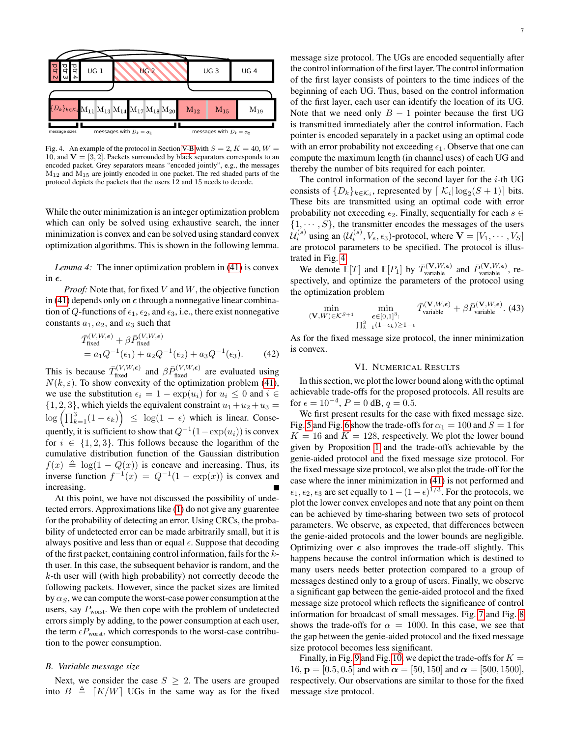Fig. 4. An example of the protocol in Section V-B with $S = 2$, $K = 40$, $W = 10$, and $\mathbf{V} = [3, 2]$. Packets surrounded by black separators corresponds to an encoded packet. Grey separators means "encoded jointly", e.g., the messages $\mathrm{M}_{12}$ and $\mathrm{M}_{15}$ are jointly encoded in one packet. The red shaded parts of the protocol depicts the packets that the users 12 and 15 needs to decode.

While the outer minimization is an integer optimization problem which can only be solved using exhaustive search, the inner minimization is convex and can be solved using standard convex optimization algorithms. This is shown in the following lemma.

*Lemma 4:* The inner optimization problem in (41) is convex in $\boldsymbol{\epsilon}$.

*Proof:* Note that, for fixed $V$ and $W$, the objective function in (41) depends only on $\boldsymbol{\epsilon}$ through a nonnegative linear combination of $Q$-functions of $\epsilon_1$, $\epsilon_2$, and $\epsilon_3$, i.e., there exist nonnegative constants $a_1$, $a_2$, and $a_3$ such that

$$
\begin{aligned}
&\bar{T}_{\text{fixed}}^{(V,W,\boldsymbol{\epsilon})} + \beta \bar{P}_{\text{fixed}}^{(V,W,\boldsymbol{\epsilon})} \\
&= a_1 Q^{-1}(\epsilon_1) + a_2 Q^{-1}(\epsilon_2) + a_3 Q^{-1}(\epsilon_3).
\end{aligned} \tag{42}
$$

This is because $\bar{T}_{\text{fixed}}^{(V,W,\boldsymbol{\epsilon})}$ and $\beta \bar{P}_{\text{fixed}}^{(V,W,\boldsymbol{\epsilon})}$ are evaluated using $N(k, \varepsilon)$. To show convexity of the optimization problem (41), we use the substitution $\epsilon_i = 1 - \exp(u_i)$ for $u_i \leq 0$ and $i \in \{1, 2, 3\}$, which yields the equivalent constraint $u_1 + u_2 + u_3 = \log\left(\prod_{k=1}^{3}(1 - \epsilon_k)\right) \leq \log(1 - \epsilon)$ which is linear. Consequently, it is sufficient to show that $Q^{-1}(1 - \exp(u_i))$ is convex for $i \in \{1, 2, 3\}$. This follows because the logarithm of the cumulative distribution function of the Gaussian distribution $f(x) \triangleq \log(1 - Q(x))$ is concave and increasing. Thus, its inverse function $f^{-1}(x) = Q^{-1}(1 - \exp(x))$ is convex and increasing. ∎

At this point, we have not discussed the possibility of undetected errors. Approximations like (1) do not give any guarentee for the probability of detecting an error. Using CRCs, the probability of undetected error can be made arbitrarily small, but it is always positive and less than or equal $\epsilon$. Suppose that decoding of the first packet, containing control information, fails for the $k$-th user. In this case, the subsequent behavior is random, and the $k$-th user will (with high probability) not correctly decode the following packets. However, since the packet sizes are limited by $\alpha_S$, we can compute the worst-case power consumption at the users, say $P_{\text{worst}}$. We then cope with the problem of undetected errors simply by adding, to the power consumption at each user, the term $\epsilon P_{\text{worst}}$, which corresponds to the worst-case contribution to the power consumption.

### B. Variable message size

Next, we consider the case $S \geq 2$. The users are grouped into $B \triangleq \lceil K/W \rceil$ UGs in the same way as for the fixed message size protocol. The UGs are encoded sequentially after the control information of the first layer. The control information of the first layer consists of pointers to the time indices of the beginning of each UG. Thus, based on the control information of the first layer, each user can identify the location of its UG. Note that we need only $B - 1$ pointer because the first UG is transmitted immediately after the control information. Each pointer is encoded separately in a packet using an optimal code with an error probability not exceeding $\epsilon_1$. Observe that one can compute the maximum length (in channel uses) of each UG and thereby the number of bits required for each pointer.

The control information of the second layer for the $i$-th UG consists of $\{D_k\}_{k \in \mathcal{K}_i}$, represented by $\lceil |\mathcal{K}_i| \log_2(S + 1) \rceil$ bits. These bits are transmitted using an optimal code with error probability not exceeding $\epsilon_2$. Finally, sequentially for each $s \in \{1, \cdots, S\}$, the transmitter encodes the messages of the users $\mathcal{U}_i^{(s)}$ using an $(\mathcal{U}_i^{(s)}, V_s, \epsilon_3)$-protocol, where $\mathbf{V} = [V_1, \cdots, V_S]$ are protocol parameters to be specified. The protocol is illustrated in Fig. 4.

We denote $\mathbb{E}[T]$ and $\mathbb{E}[P_1]$ by $\bar{T}_{\text{variable}}^{(\mathbf{V},W,\boldsymbol{\epsilon})}$ and $\bar{P}_{\text{variable}}^{(\mathbf{V},W,\boldsymbol{\epsilon})}$, respectively, and optimize the parameters of the protocol using the optimization problem

$$
\min_{(\mathbf{V},W) \in \mathcal{K}^{S+1}} \min_{\substack{\boldsymbol{\epsilon} \in [0,1]^3: \\ \prod_{k=1}^{3}(1-\epsilon_k) \geq 1-\epsilon}} \bar{T}_{\text{variable}}^{(\mathbf{V},W,\boldsymbol{\epsilon})} + \beta \bar{P}_{\text{variable}}^{(\mathbf{V},W,\boldsymbol{\epsilon})}. \tag{43}
$$

As for the fixed message size protocol, the inner minimization is convex.

## VI. Numerical Results

In this section, we plot the lower bound along with the optimal achievable trade-offs for the proposed protocols. All results are for $\epsilon = 10^{-4}$, $P = 0$ dB, $q = 0.5$.

We first present results for the case with fixed message size. Fig. 5 and Fig. 6 show the trade-offs for $\alpha_1 = 100$ and $S = 1$ for $K = 16$ and $K = 128$, respectively. We plot the lower bound given by Proposition 1 and the trade-offs achievable by the genie-aided protocol and the fixed message size protocol. For the fixed message size protocol, we also plot the trade-off for the case where the inner minimization in (41) is not performed and $\epsilon_1, \epsilon_2, \epsilon_3$ are set equally to $1 - (1 - \epsilon)^{1/3}$. For the protocols, we plot the lower convex envelopes and note that any point on them can be achieved by time-sharing between two sets of protocol parameters. We observe, as expected, that differences between the genie-aided protocols and the lower bounds are negligible. Optimizing over $\boldsymbol{\epsilon}$ also improves the trade-off slightly. This happens because the control information which is destined to many users needs better protection compared to a group of messages destined only to a group of users. Finally, we observe a significant gap between the genie-aided protocol and the fixed message size protocol which reflects the significance of control information for broadcast of small messages. Fig. 7 and Fig. 8 shows the trade-offs for $\alpha = 1000$. In this case, we see that the gap between the genie-aided protocol and the fixed message size protocol becomes less significant.

Finally, in Fig. 9 and Fig. 10, we depict the trade-offs for $K = 16$, $\mathbf{p} = [0.5, 0.5]$ and with $\boldsymbol{\alpha} = [50, 150]$ and $\boldsymbol{\alpha} = [500, 1500]$, respectively. Our observations are similar to those for the fixed message size protocol.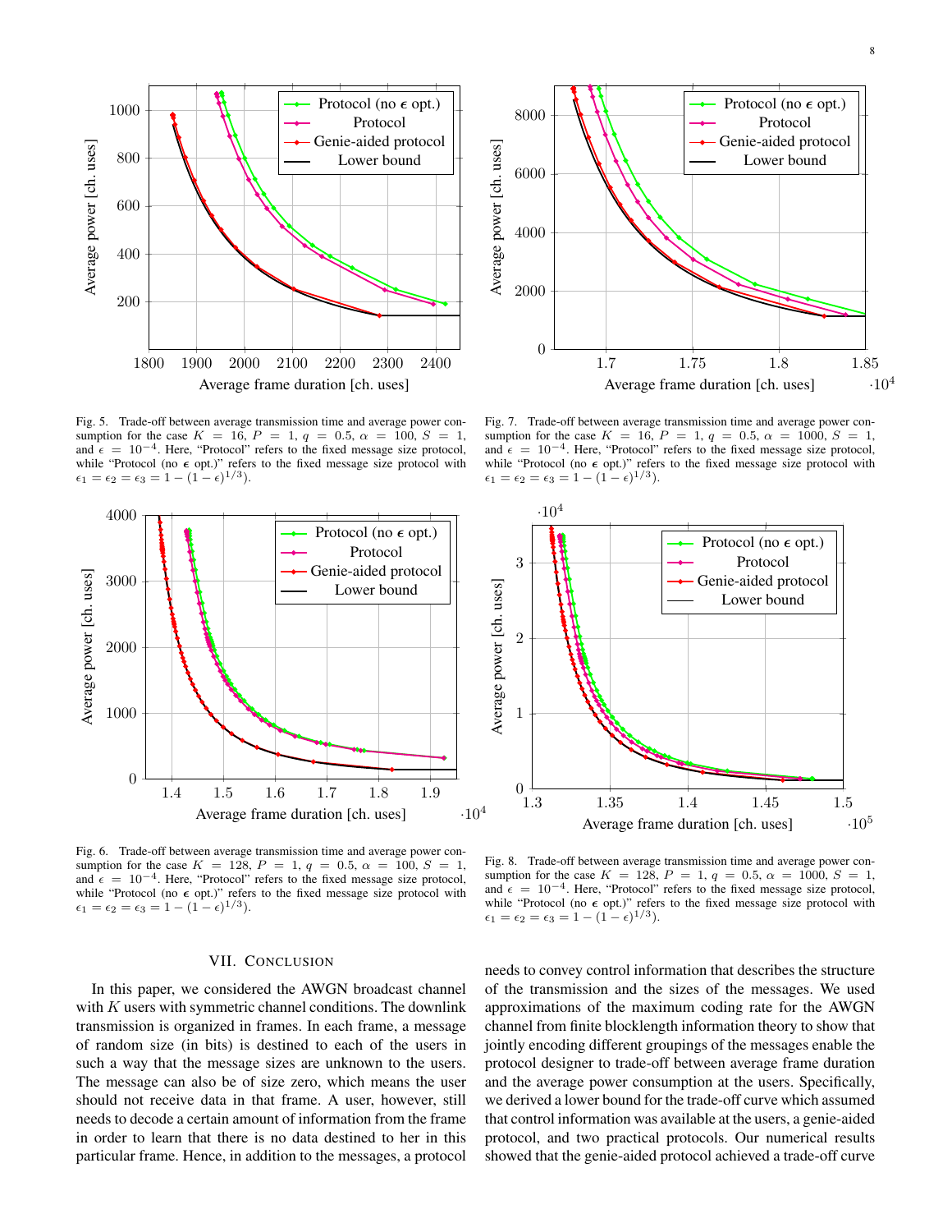Fig. 5. Trade-off between average transmission time and average power consumption for the case $K = 16$, $P = 1$, $q = 0.5$, $\alpha = 100$, $S = 1$, and $\epsilon = 10^{-4}$. Here, "Protocol" refers to the fixed message size protocol, while "Protocol (no $\epsilon$ opt.)" refers to the fixed message size protocol with $\epsilon_1 = \epsilon_2 = \epsilon_3 = 1 - (1 - \epsilon)^{1/3}$).

Fig. 7. Trade-off between average transmission time and average power consumption for the case $K = 16$, $P = 1$, $q = 0.5$, $\alpha = 1000$, $S = 1$, and $\epsilon = 10^{-4}$. Here, "Protocol" refers to the fixed message size protocol, while "Protocol (no $\epsilon$ opt.)" refers to the fixed message size protocol with $\epsilon_1 = \epsilon_2 = \epsilon_3 = 1 - (1 - \epsilon)^{1/3}$).

Fig. 6. Trade-off between average transmission time and average power consumption for the case $K = 128$, $P = 1$, $q = 0.5$, $\alpha = 100$, $S = 1$, and $\epsilon = 10^{-4}$. Here, "Protocol" refers to the fixed message size protocol, while "Protocol (no $\epsilon$ opt.)" refers to the fixed message size protocol with $\epsilon_1 = \epsilon_2 = \epsilon_3 = 1 - (1 - \epsilon)^{1/3}$).

Fig. 8. Trade-off between average transmission time and average power consumption for the case $K = 128$, $P = 1$, $q = 0.5$, $\alpha = 1000$, $S = 1$, and $\epsilon = 10^{-4}$. Here, "Protocol" refers to the fixed message size protocol, while "Protocol (no $\epsilon$ opt.)" refers to the fixed message size protocol with $\epsilon_1 = \epsilon_2 = \epsilon_3 = 1 - (1 - \epsilon)^{1/3}$).

## VII. Conclusion

In this paper, we considered the AWGN broadcast channel with $K$ users with symmetric channel conditions. The downlink transmission is organized in frames. In each frame, a message of random size (in bits) is destined to each of the users in such a way that the message sizes are unknown to the users. The message can also be of size zero, which means the user should not receive data in that frame. A user, however, still needs to decode a certain amount of information from the frame in order to learn that there is no data destined to her in this particular frame. Hence, in addition to the messages, a protocol needs to convey control information that describes the structure of the transmission and the sizes of the messages. We used approximations of the maximum coding rate for the AWGN channel from finite blocklength information theory to show that jointly encoding different groupings of the messages enable the protocol designer to trade-off between average frame duration and the average power consumption at the users. Specifically, we derived a lower bound for the trade-off curve which assumed that control information was available at the users, a genie-aided protocol, and two practical protocols. Our numerical results showed that the genie-aided protocol achieved a trade-off curve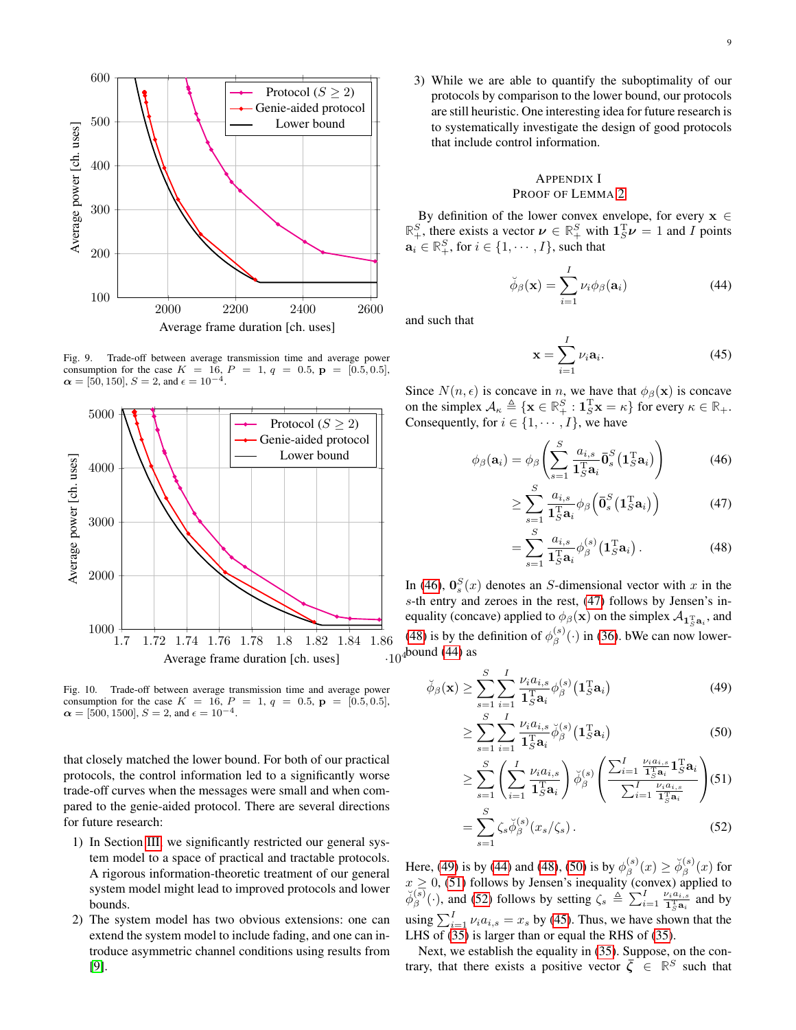Fig. 9. Trade-off between average transmission time and average power consumption for the case $K = 16$, $P = 1$, $q = 0.5$, $\mathbf{p} = [0.5, 0.5]$, $\boldsymbol{\alpha} = [50, 150]$, $S = 2$, and $\epsilon = 10^{-4}$.

Fig. 10. Trade-off between average transmission time and average power consumption for the case $K = 16$, $P = 1$, $q = 0.5$, $\mathbf{p} = [0.5, 0.5]$, $\boldsymbol{\alpha} = [500, 1500]$, $S = 2$, and $\epsilon = 10^{-4}$.

that closely matched the lower bound. For both of our practical protocols, the control information led to a significantly worse trade-off curves when the messages were small and when compared to the genie-aided protocol. There are several directions for future research:

1) In Section III, we significantly restricted our general system model to a space of practical and tractable protocols. A rigorous information-theoretic treatment of our general system model might lead to improved protocols and lower bounds.
2) The system model has two obvious extensions: one can extend the system model to include fading, and one can introduce asymmetric channel conditions using results from [9].
3) While we are able to quantify the suboptimality of our protocols by comparison to the lower bound, our protocols are still heuristic. One interesting idea for future research is to systematically investigate the design of good protocols that include control information.

## Appendix I
## Proof of Lemma 2

By definition of the lower convex envelope, for every $\mathbf{x} \in \mathbb{R}_+^S$, there exists a vector $\boldsymbol{\nu} \in \mathbb{R}_+^S$ with $\mathbf{1}_S^{\mathrm{T}}\boldsymbol{\nu} = 1$ and $I$ points $\mathbf{a}_i \in \mathbb{R}_+^S$, for $i \in \{1, \cdots, I\}$, such that

$$\breve{\phi}_\beta(\mathbf{x}) = \sum_{i=1}^{I} \nu_i \phi_\beta(\mathbf{a}_i) \tag{44}$$

and such that

$$\mathbf{x} = \sum_{i=1}^{I} \nu_i \mathbf{a}_i. \tag{45}$$

Since $N(n, \epsilon)$ is concave in $n$, we have that $\phi_\beta(\mathbf{x})$ is concave on the simplex $\mathcal{A}_\kappa \triangleq \{\mathbf{x} \in \mathbb{R}_+^S : \mathbf{1}_S^{\mathrm{T}}\mathbf{x} = \kappa\}$ for every $\kappa \in \mathbb{R}_+$. Consequently, for $i \in \{1, \cdots, I\}$, we have

$$\phi_\beta(\mathbf{a}_i) = \phi_\beta\left(\sum_{s=1}^{S} \frac{a_{i,s}}{\mathbf{1}_S^{\mathrm{T}}\mathbf{a}_i} \bar{\mathbf{0}}_s^S\left(\mathbf{1}_S^{\mathrm{T}}\mathbf{a}_i\right)\right) \tag{46}$$

$$\geq \sum_{s=1}^{S} \frac{a_{i,s}}{\mathbf{1}_S^{\mathrm{T}}\mathbf{a}_i} \phi_\beta\left(\bar{\mathbf{0}}_s^S\left(\mathbf{1}_S^{\mathrm{T}}\mathbf{a}_i\right)\right) \tag{47}$$

$$= \sum_{s=1}^{S} \frac{a_{i,s}}{\mathbf{1}_S^{\mathrm{T}}\mathbf{a}_i} \phi_\beta^{(s)}\left(\mathbf{1}_S^{\mathrm{T}}\mathbf{a}_i\right). \tag{48}$$

In (46), $\mathbf{0}_s^S(x)$ denotes an $S$-dimensional vector with $x$ in the $s$-th entry and zeroes in the rest, (47) follows by Jensen's inequality (concave) applied to $\phi_\beta(\mathbf{x})$ on the simplex $\mathcal{A}_{\mathbf{1}_S^{\mathrm{T}}\mathbf{a}_i}$, and (48) is by the definition of $\phi_\beta^{(s)}(\cdot)$ in (36). bWe can now lower-bound (44) as

$$\breve{\phi}_\beta(\mathbf{x}) \geq \sum_{s=1}^{S}\sum_{i=1}^{I} \frac{\nu_i a_{i,s}}{\mathbf{1}_S^{\mathrm{T}}\mathbf{a}_i} \phi_\beta^{(s)}\left(\mathbf{1}_S^{\mathrm{T}}\mathbf{a}_i\right) \tag{49}$$

$$\geq \sum_{s=1}^{S}\sum_{i=1}^{I} \frac{\nu_i a_{i,s}}{\mathbf{1}_S^{\mathrm{T}}\mathbf{a}_i} \breve{\phi}_\beta^{(s)}\left(\mathbf{1}_S^{\mathrm{T}}\mathbf{a}_i\right) \tag{50}$$

$$\geq \sum_{s=1}^{S}\left(\sum_{i=1}^{I} \frac{\nu_i a_{i,s}}{\mathbf{1}_S^{\mathrm{T}}\mathbf{a}_i}\right) \breve{\phi}_\beta^{(s)}\left(\frac{\sum_{i=1}^{I} \frac{\nu_i a_{i,s}}{\mathbf{1}_S^{\mathrm{T}}\mathbf{a}_i}\mathbf{1}_S^{\mathrm{T}}\mathbf{a}_i}{\sum_{i=1}^{I} \frac{\nu_i a_{i,s}}{\mathbf{1}_S^{\mathrm{T}}\mathbf{a}_i}}\right) \tag{51}$$

$$= \sum_{s=1}^{S} \zeta_s \breve{\phi}_\beta^{(s)}(x_s/\zeta_s). \tag{52}$$

Here, (49) is by (44) and (48), (50) is by $\phi_\beta^{(s)}(x) \geq \breve{\phi}_\beta^{(s)}(x)$ for $x \geq 0$, (51) follows by Jensen's inequality (convex) applied to $\breve{\phi}_\beta^{(s)}(\cdot)$, and (52) follows by setting $\zeta_s \triangleq \sum_{i=1}^{I} \frac{\nu_i a_{i,s}}{\mathbf{1}_S^{\mathrm{T}}\mathbf{a}_i}$ and by using $\sum_{i=1}^{I} \nu_i a_{i,s} = x_s$ by (45). Thus, we have shown that the LHS of (35) is larger than or equal the RHS of (35).

Next, we establish the equality in (35). Suppose, on the contrary, that there exists a positive vector $\bar{\boldsymbol{\zeta}} \in \mathbb{R}^S$ such that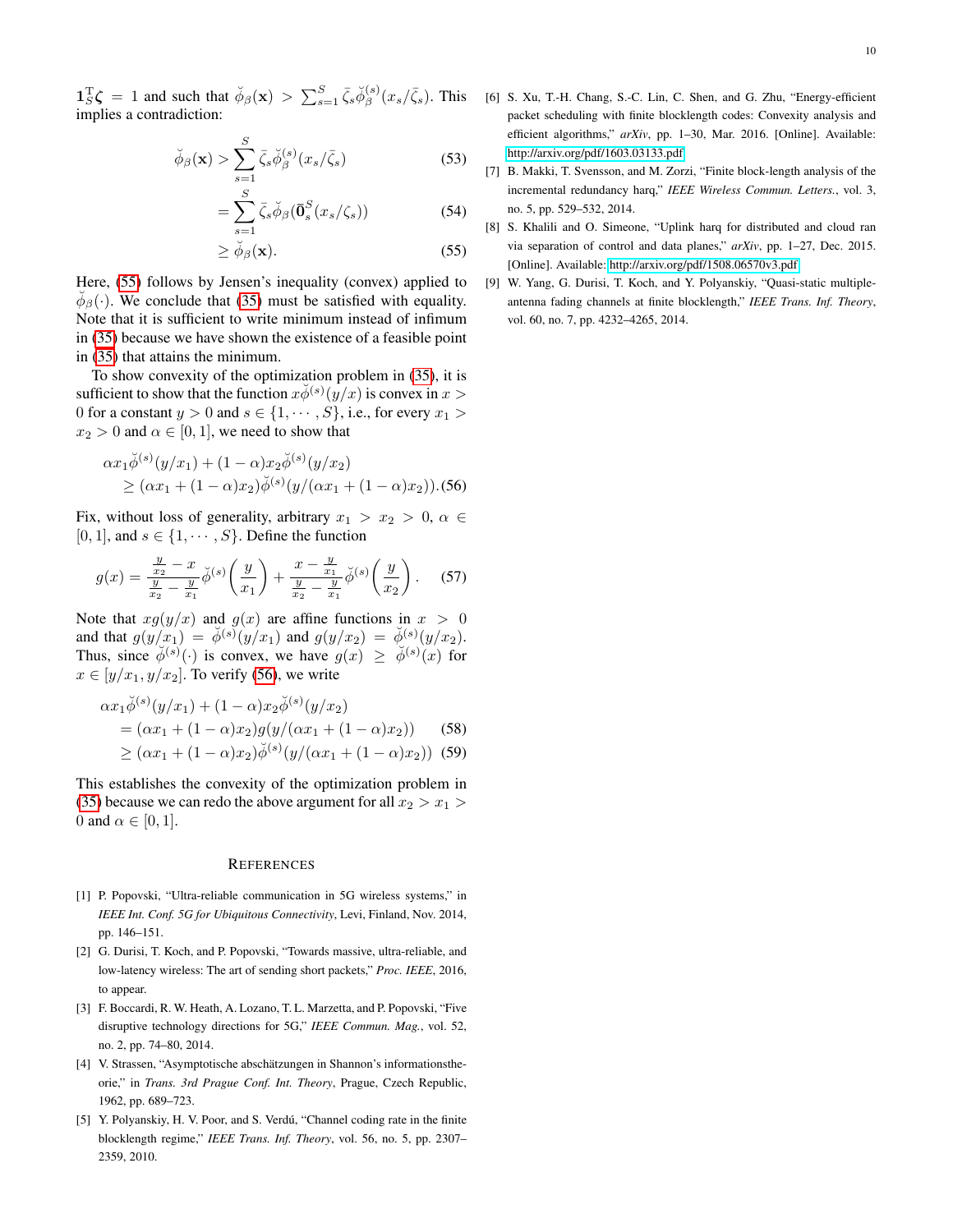$\mathbf{1}_S^{\mathrm{T}}\boldsymbol{\zeta} = 1$ and such that $\breve{\phi}_\beta(\mathbf{x}) > \sum_{s=1}^{S} \bar{\zeta}_s \breve{\phi}_\beta^{(s)}(x_s/\bar{\zeta}_s)$. This implies a contradiction:

$$\breve{\phi}_\beta(\mathbf{x}) > \sum_{s=1}^{S} \bar{\zeta}_s \breve{\phi}_\beta^{(s)}(x_s/\bar{\zeta}_s) \tag{53}$$

$$= \sum_{s=1}^{S} \bar{\zeta}_s \breve{\phi}_\beta(\bar{\mathbf{0}}_s^S(x_s/\zeta_s)) \tag{54}$$

$$\geq \breve{\phi}_\beta(\mathbf{x}). \tag{55}$$

Here, (55) follows by Jensen's inequality (convex) applied to $\breve{\phi}_\beta(\cdot)$. We conclude that (35) must be satisfied with equality. Note that it is sufficient to write minimum instead of infimum in (35) because we have shown the existence of a feasible point in (35) that attains the minimum.

To show convexity of the optimization problem in (35), it is sufficient to show that the function $x\breve{\phi}^{(s)}(y/x)$ is convex in $x > 0$ for a constant $y > 0$ and $s \in \{1, \cdots, S\}$, i.e., for every $x_1 > x_2 > 0$ and $\alpha \in [0, 1]$, we need to show that

$$\begin{aligned} &\alpha x_1 \breve{\phi}^{(s)}(y/x_1) + (1-\alpha) x_2 \breve{\phi}^{(s)}(y/x_2) \\ &\quad \geq (\alpha x_1 + (1-\alpha)x_2)\breve{\phi}^{(s)}(y/(\alpha x_1 + (1-\alpha)x_2)). \end{aligned} \tag{56}$$

Fix, without loss of generality, arbitrary $x_1 > x_2 > 0$, $\alpha \in [0, 1]$, and $s \in \{1, \cdots, S\}$. Define the function

$$g(x) = \frac{\frac{y}{x_2} - x}{\frac{y}{x_2} - \frac{y}{x_1}} \breve{\phi}^{(s)}\!\left(\frac{y}{x_1}\right) + \frac{x - \frac{y}{x_1}}{\frac{y}{x_2} - \frac{y}{x_1}} \breve{\phi}^{(s)}\!\left(\frac{y}{x_2}\right). \tag{57}$$

Note that $xg(y/x)$ and $g(x)$ are affine functions in $x > 0$ and that $g(y/x_1) = \breve{\phi}^{(s)}(y/x_1)$ and $g(y/x_2) = \breve{\phi}^{(s)}(y/x_2)$. Thus, since $\breve{\phi}^{(s)}(\cdot)$ is convex, we have $g(x) \geq \breve{\phi}^{(s)}(x)$ for $x \in [y/x_1, y/x_2]$. To verify (56), we write

$$\begin{aligned} &\alpha x_1 \breve{\phi}^{(s)}(y/x_1) + (1-\alpha)x_2 \breve{\phi}^{(s)}(y/x_2) \\ &\quad = (\alpha x_1 + (1-\alpha)x_2) g(y/(\alpha x_1 + (1-\alpha)x_2)) \qquad (58) \\ &\quad \geq (\alpha x_1 + (1-\alpha)x_2)\breve{\phi}^{(s)}(y/(\alpha x_1 + (1-\alpha)x_2)) \qquad (59) \end{aligned}$$

This establishes the convexity of the optimization problem in (35) because we can redo the above argument for all $x_2 > x_1 > 0$ and $\alpha \in [0, 1]$.

## References

[1] P. Popovski, "Ultra-reliable communication in 5G wireless systems," in *IEEE Int. Conf. 5G for Ubiquitous Connectivity*, Levi, Finland, Nov. 2014, pp. 146–151.

[2] G. Durisi, T. Koch, and P. Popovski, "Towards massive, ultra-reliable, and low-latency wireless: The art of sending short packets," *Proc. IEEE*, 2016, to appear.

[3] F. Boccardi, R. W. Heath, A. Lozano, T. L. Marzetta, and P. Popovski, "Five disruptive technology directions for 5G," *IEEE Commun. Mag.*, vol. 52, no. 2, pp. 74–80, 2014.

[4] V. Strassen, "Asymptotische abschätzungen in Shannon's informationstheorie," in *Trans. 3rd Prague Conf. Int. Theory*, Prague, Czech Republic, 1962, pp. 689–723.

[5] Y. Polyanskiy, H. V. Poor, and S. Verdú, "Channel coding rate in the finite blocklength regime," *IEEE Trans. Inf. Theory*, vol. 56, no. 5, pp. 2307–2359, 2010.

[6] S. Xu, T.-H. Chang, S.-C. Lin, C. Shen, and G. Zhu, "Energy-efficient packet scheduling with finite blocklength codes: Convexity analysis and efficient algorithms," *arXiv*, pp. 1–30, Mar. 2016. [Online]. Available: http://arxiv.org/pdf/1603.03133.pdf

[7] B. Makki, T. Svensson, and M. Zorzi, "Finite block-length analysis of the incremental redundancy harq," *IEEE Wireless Commun. Letters.*, vol. 3, no. 5, pp. 529–532, 2014.

[8] S. Khalili and O. Simeone, "Uplink harq for distributed and cloud ran via separation of control and data planes," *arXiv*, pp. 1–27, Dec. 2015. [Online]. Available: http://arxiv.org/pdf/1508.06570v3.pdf

[9] W. Yang, G. Durisi, T. Koch, and Y. Polyanskiy, "Quasi-static multiple-antenna fading channels at finite blocklength," *IEEE Trans. Inf. Theory*, vol. 60, no. 7, pp. 4232–4265, 2014.